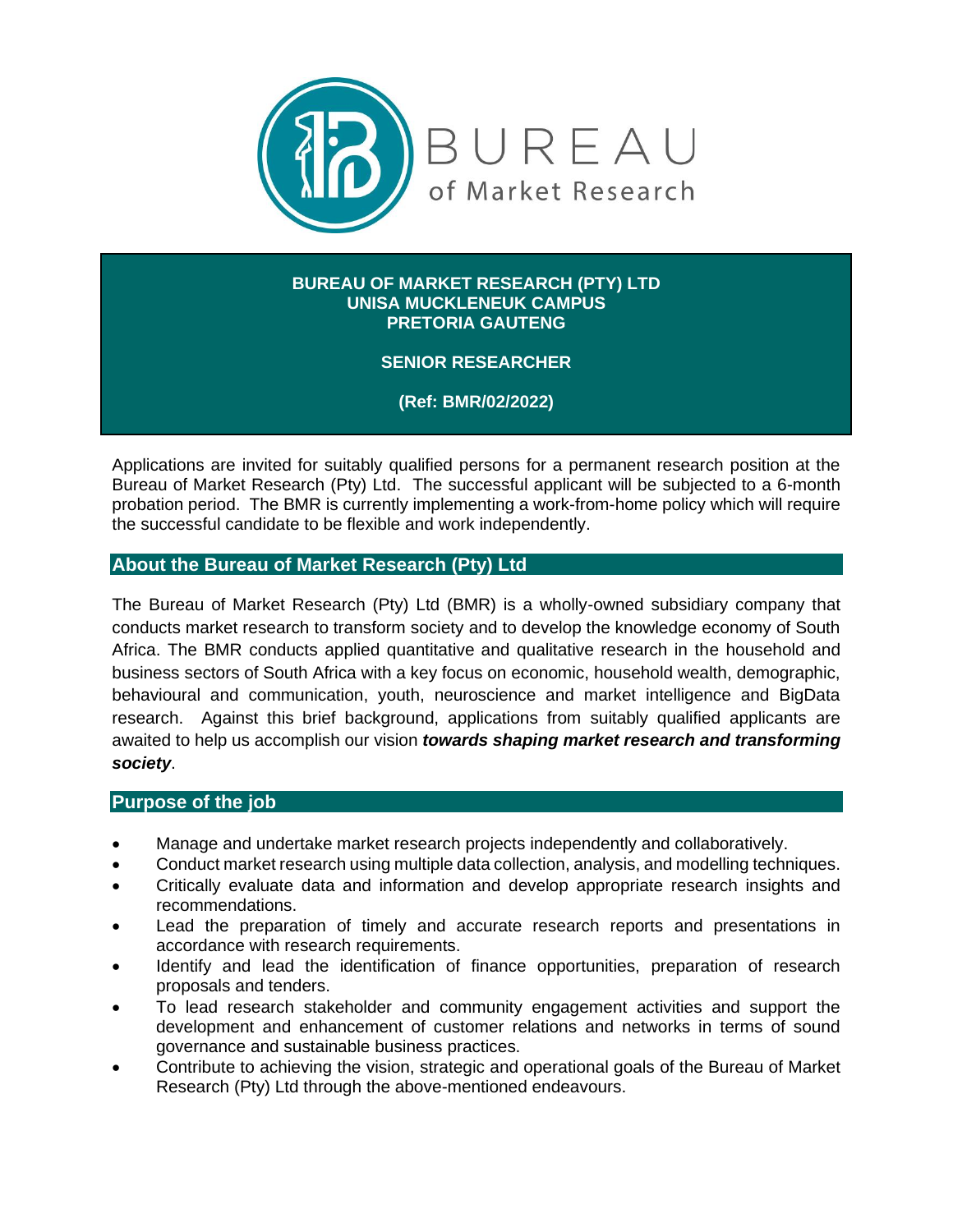BUREAU of Market Research

**BUREAU OF MARKET RESEARCH (PTY) LTD**
**UNISA MUCKLENEUK CAMPUS**
**PRETORIA GAUTENG**

# SENIOR RESEARCHER

**(Ref: BMR/02/2022)**

Applications are invited for suitably qualified persons for a permanent research position at the Bureau of Market Research (Pty) Ltd. The successful applicant will be subjected to a 6-month probation period. The BMR is currently implementing a work-from-home policy which will require the successful candidate to be flexible and work independently.

## About the Bureau of Market Research (Pty) Ltd

The Bureau of Market Research (Pty) Ltd (BMR) is a wholly-owned subsidiary company that conducts market research to transform society and to develop the knowledge economy of South Africa. The BMR conducts applied quantitative and qualitative research in the household and business sectors of South Africa with a key focus on economic, household wealth, demographic, behavioural and communication, youth, neuroscience and market intelligence and BigData research. Against this brief background, applications from suitably qualified applicants are awaited to help us accomplish our vision ***towards shaping market research and transforming society***.

## Purpose of the job

- Manage and undertake market research projects independently and collaboratively.
- Conduct market research using multiple data collection, analysis, and modelling techniques.
- Critically evaluate data and information and develop appropriate research insights and recommendations.
- Lead the preparation of timely and accurate research reports and presentations in accordance with research requirements.
- Identify and lead the identification of finance opportunities, preparation of research proposals and tenders.
- To lead research stakeholder and community engagement activities and support the development and enhancement of customer relations and networks in terms of sound governance and sustainable business practices.
- Contribute to achieving the vision, strategic and operational goals of the Bureau of Market Research (Pty) Ltd through the above-mentioned endeavours.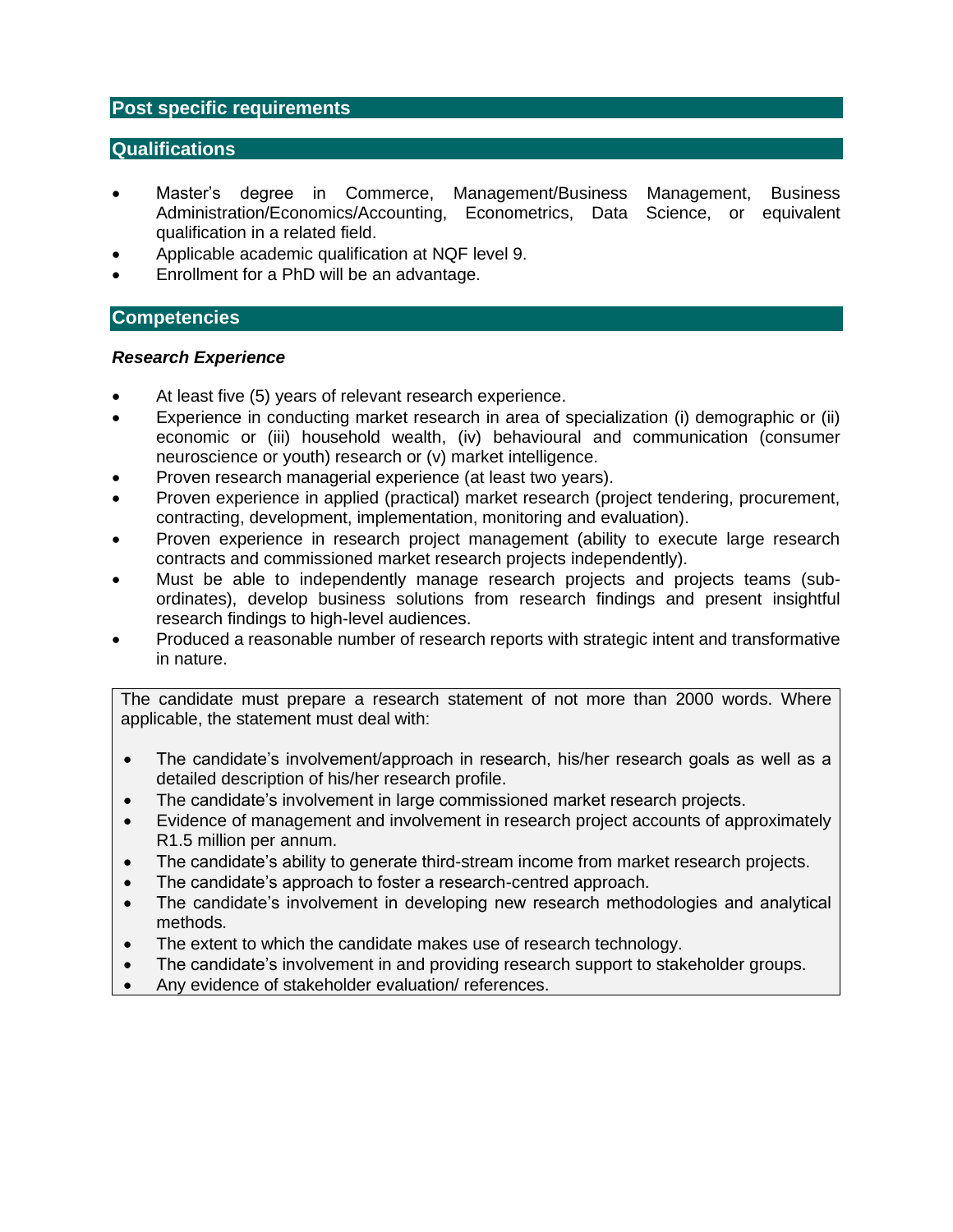## Post specific requirements

## Qualifications

- Master's degree in Commerce, Management/Business Management, Business Administration/Economics/Accounting, Econometrics, Data Science, or equivalent qualification in a related field.
- Applicable academic qualification at NQF level 9.
- Enrollment for a PhD will be an advantage.

## Competencies

***Research Experience***

- At least five (5) years of relevant research experience.
- Experience in conducting market research in area of specialization (i) demographic or (ii) economic or (iii) household wealth, (iv) behavioural and communication (consumer neuroscience or youth) research or (v) market intelligence.
- Proven research managerial experience (at least two years).
- Proven experience in applied (practical) market research (project tendering, procurement, contracting, development, implementation, monitoring and evaluation).
- Proven experience in research project management (ability to execute large research contracts and commissioned market research projects independently).
- Must be able to independently manage research projects and projects teams (sub-ordinates), develop business solutions from research findings and present insightful research findings to high-level audiences.
- Produced a reasonable number of research reports with strategic intent and transformative in nature.

The candidate must prepare a research statement of not more than 2000 words. Where applicable, the statement must deal with:

- The candidate's involvement/approach in research, his/her research goals as well as a detailed description of his/her research profile.
- The candidate's involvement in large commissioned market research projects.
- Evidence of management and involvement in research project accounts of approximately R1.5 million per annum.
- The candidate's ability to generate third-stream income from market research projects.
- The candidate's approach to foster a research-centred approach.
- The candidate's involvement in developing new research methodologies and analytical methods.
- The extent to which the candidate makes use of research technology.
- The candidate's involvement in and providing research support to stakeholder groups.
- Any evidence of stakeholder evaluation/ references.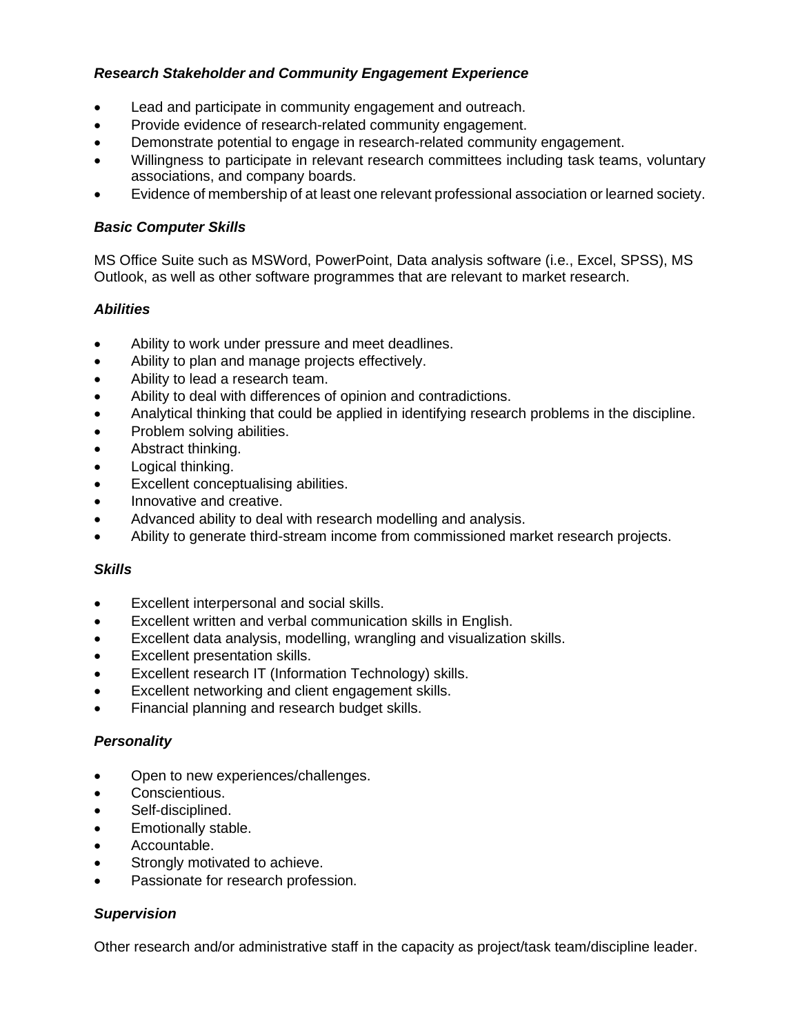***Research Stakeholder and Community Engagement Experience***

- Lead and participate in community engagement and outreach.
- Provide evidence of research-related community engagement.
- Demonstrate potential to engage in research-related community engagement.
- Willingness to participate in relevant research committees including task teams, voluntary associations, and company boards.
- Evidence of membership of at least one relevant professional association or learned society.

***Basic Computer Skills***

MS Office Suite such as MSWord, PowerPoint, Data analysis software (i.e., Excel, SPSS), MS Outlook, as well as other software programmes that are relevant to market research.

***Abilities***

- Ability to work under pressure and meet deadlines.
- Ability to plan and manage projects effectively.
- Ability to lead a research team.
- Ability to deal with differences of opinion and contradictions.
- Analytical thinking that could be applied in identifying research problems in the discipline.
- Problem solving abilities.
- Abstract thinking.
- Logical thinking.
- Excellent conceptualising abilities.
- Innovative and creative.
- Advanced ability to deal with research modelling and analysis.
- Ability to generate third-stream income from commissioned market research projects.

***Skills***

- Excellent interpersonal and social skills.
- Excellent written and verbal communication skills in English.
- Excellent data analysis, modelling, wrangling and visualization skills.
- Excellent presentation skills.
- Excellent research IT (Information Technology) skills.
- Excellent networking and client engagement skills.
- Financial planning and research budget skills.

***Personality***

- Open to new experiences/challenges.
- Conscientious.
- Self-disciplined.
- Emotionally stable.
- Accountable.
- Strongly motivated to achieve.
- Passionate for research profession.

***Supervision***

Other research and/or administrative staff in the capacity as project/task team/discipline leader.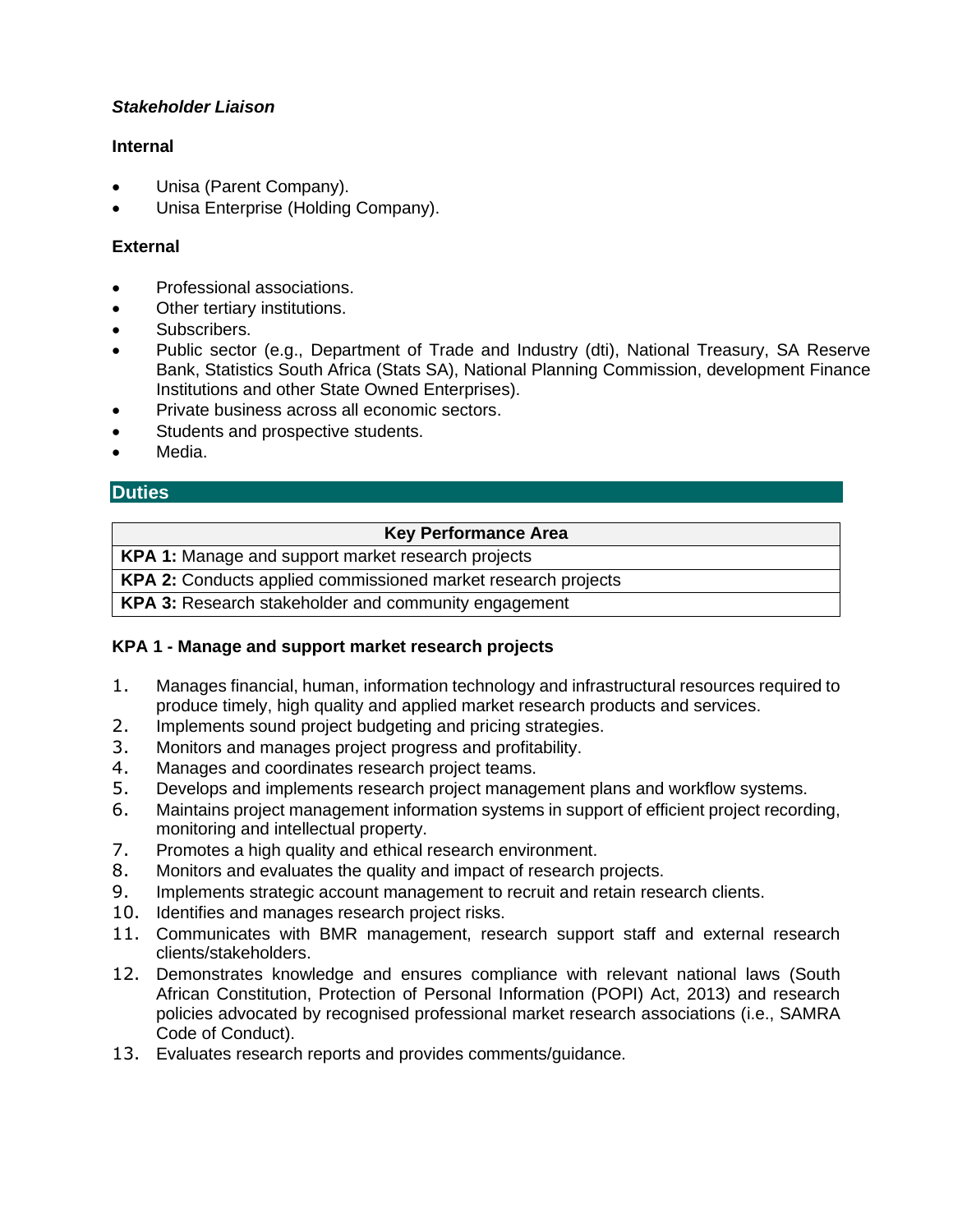***Stakeholder Liaison***

**Internal**

- Unisa (Parent Company).
- Unisa Enterprise (Holding Company).

**External**

- Professional associations.
- Other tertiary institutions.
- Subscribers.
- Public sector (e.g., Department of Trade and Industry (dti), National Treasury, SA Reserve Bank, Statistics South Africa (Stats SA), National Planning Commission, development Finance Institutions and other State Owned Enterprises).
- Private business across all economic sectors.
- Students and prospective students.
- Media.

## Duties

| Key Performance Area |
|---|
| **KPA 1:** Manage and support market research projects |
| **KPA 2:** Conducts applied commissioned market research projects |
| **KPA 3:** Research stakeholder and community engagement |

**KPA 1 - Manage and support market research projects**

1. Manages financial, human, information technology and infrastructural resources required to produce timely, high quality and applied market research products and services.
2. Implements sound project budgeting and pricing strategies.
3. Monitors and manages project progress and profitability.
4. Manages and coordinates research project teams.
5. Develops and implements research project management plans and workflow systems.
6. Maintains project management information systems in support of efficient project recording, monitoring and intellectual property.
7. Promotes a high quality and ethical research environment.
8. Monitors and evaluates the quality and impact of research projects.
9. Implements strategic account management to recruit and retain research clients.
10. Identifies and manages research project risks.
11. Communicates with BMR management, research support staff and external research clients/stakeholders.
12. Demonstrates knowledge and ensures compliance with relevant national laws (South African Constitution, Protection of Personal Information (POPI) Act, 2013) and research policies advocated by recognised professional market research associations (i.e., SAMRA Code of Conduct).
13. Evaluates research reports and provides comments/guidance.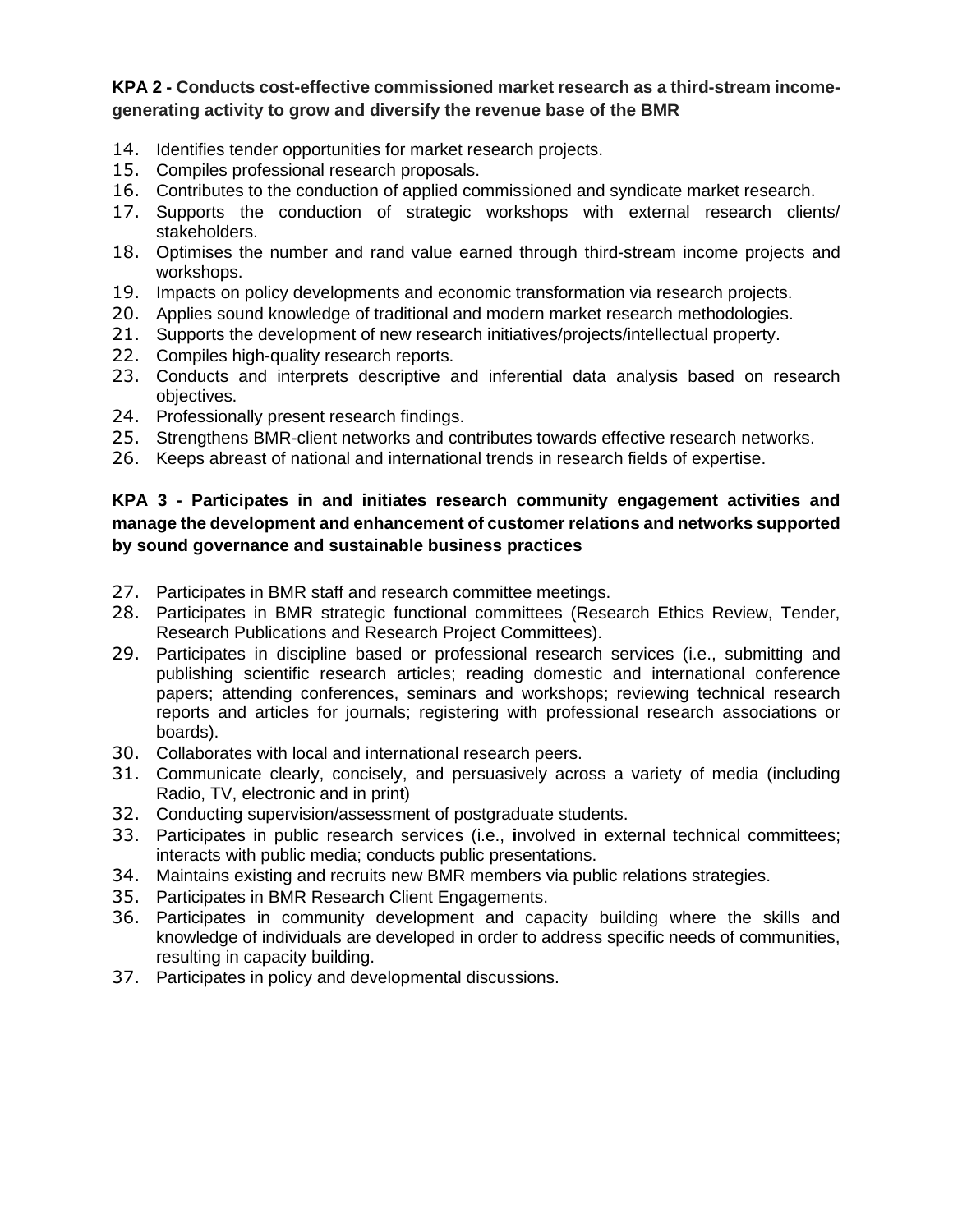**KPA 2 - Conducts cost-effective commissioned market research as a third-stream income-generating activity to grow and diversify the revenue base of the BMR**

14. Identifies tender opportunities for market research projects.
15. Compiles professional research proposals.
16. Contributes to the conduction of applied commissioned and syndicate market research.
17. Supports the conduction of strategic workshops with external research clients/ stakeholders.
18. Optimises the number and rand value earned through third-stream income projects and workshops.
19. Impacts on policy developments and economic transformation via research projects.
20. Applies sound knowledge of traditional and modern market research methodologies.
21. Supports the development of new research initiatives/projects/intellectual property.
22. Compiles high-quality research reports.
23. Conducts and interprets descriptive and inferential data analysis based on research objectives.
24. Professionally present research findings.
25. Strengthens BMR-client networks and contributes towards effective research networks.
26. Keeps abreast of national and international trends in research fields of expertise.

**KPA 3 - Participates in and initiates research community engagement activities and manage the development and enhancement of customer relations and networks supported by sound governance and sustainable business practices**

27. Participates in BMR staff and research committee meetings.
28. Participates in BMR strategic functional committees (Research Ethics Review, Tender, Research Publications and Research Project Committees).
29. Participates in discipline based or professional research services (i.e., submitting and publishing scientific research articles; reading domestic and international conference papers; attending conferences, seminars and workshops; reviewing technical research reports and articles for journals; registering with professional research associations or boards).
30. Collaborates with local and international research peers.
31. Communicate clearly, concisely, and persuasively across a variety of media (including Radio, TV, electronic and in print)
32. Conducting supervision/assessment of postgraduate students.
33. Participates in public research services (i.e., involved in external technical committees; interacts with public media; conducts public presentations.
34. Maintains existing and recruits new BMR members via public relations strategies.
35. Participates in BMR Research Client Engagements.
36. Participates in community development and capacity building where the skills and knowledge of individuals are developed in order to address specific needs of communities, resulting in capacity building.
37. Participates in policy and developmental discussions.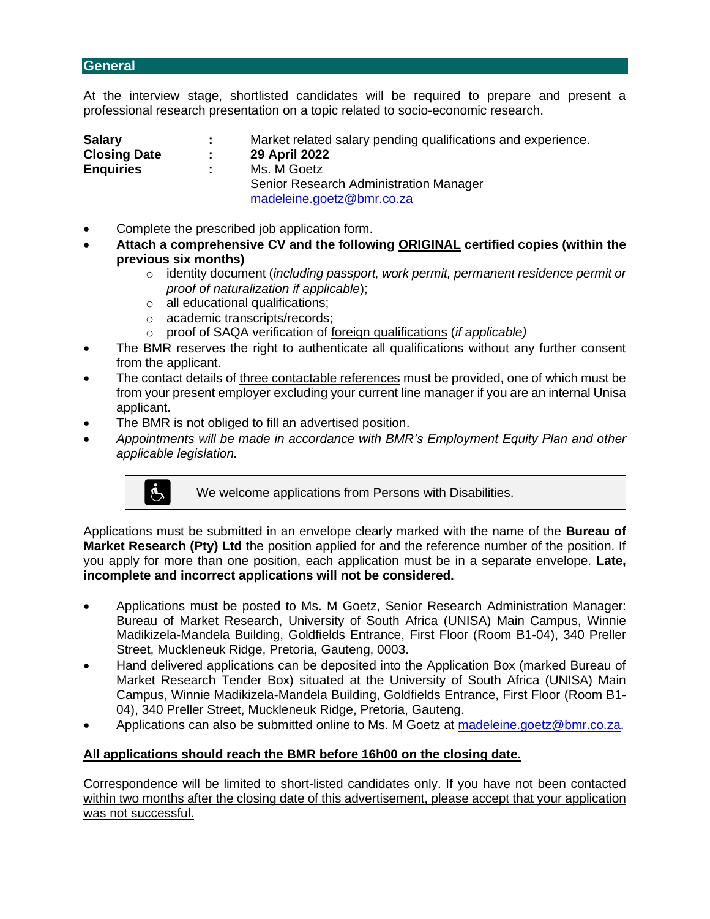## General

At the interview stage, shortlisted candidates will be required to prepare and present a professional research presentation on a topic related to socio-economic research.

| | | |
|---|---|---|
| **Salary** | : | Market related salary pending qualifications and experience. |
| **Closing Date** | : | **29 April 2022** |
| **Enquiries** | : | Ms. M Goetz<br>Senior Research Administration Manager<br>madeleine.goetz@bmr.co.za |

- Complete the prescribed job application form.
- **Attach a comprehensive CV and the following ORIGINAL certified copies (within the previous six months)**
  - identity document (*including passport, work permit, permanent residence permit or proof of naturalization if applicable*);
  - all educational qualifications;
  - academic transcripts/records;
  - proof of SAQA verification of foreign qualifications (*if applicable)*
- The BMR reserves the right to authenticate all qualifications without any further consent from the applicant.
- The contact details of three contactable references must be provided, one of which must be from your present employer excluding your current line manager if you are an internal Unisa applicant.
- The BMR is not obliged to fill an advertised position.
- *Appointments will be made in accordance with BMR's Employment Equity Plan and other applicable legislation.*

We welcome applications from Persons with Disabilities.

Applications must be submitted in an envelope clearly marked with the name of the **Bureau of Market Research (Pty) Ltd** the position applied for and the reference number of the position. If you apply for more than one position, each application must be in a separate envelope. **Late, incomplete and incorrect applications will not be considered.**

- Applications must be posted to Ms. M Goetz, Senior Research Administration Manager: Bureau of Market Research, University of South Africa (UNISA) Main Campus, Winnie Madikizela-Mandela Building, Goldfields Entrance, First Floor (Room B1-04), 340 Preller Street, Muckleneuk Ridge, Pretoria, Gauteng, 0003.
- Hand delivered applications can be deposited into the Application Box (marked Bureau of Market Research Tender Box) situated at the University of South Africa (UNISA) Main Campus, Winnie Madikizela-Mandela Building, Goldfields Entrance, First Floor (Room B1-04), 340 Preller Street, Muckleneuk Ridge, Pretoria, Gauteng.
- Applications can also be submitted online to Ms. M Goetz at madeleine.goetz@bmr.co.za.

**All applications should reach the BMR before 16h00 on the closing date.**

Correspondence will be limited to short-listed candidates only. If you have not been contacted within two months after the closing date of this advertisement, please accept that your application was not successful.